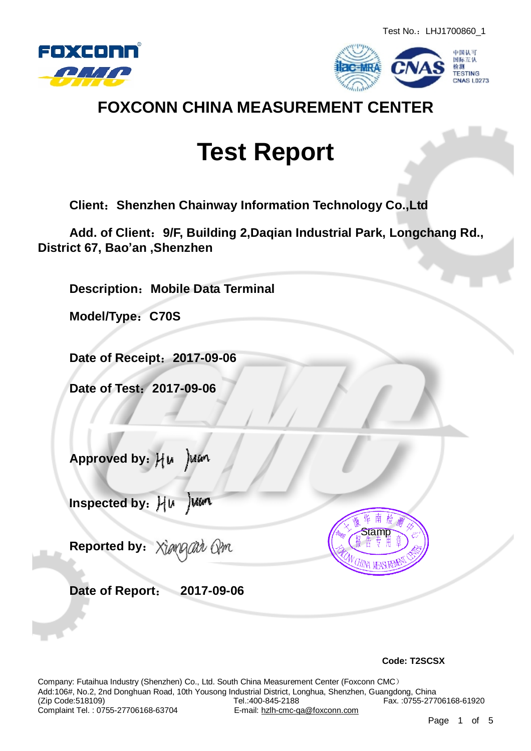Test No.：LHJ1700860_1

中国认可
国际互认
检测
TESTING
CNAS L0273

# FOXCONN CHINA MEASUREMENT CENTER

# Test Report

**Client：Shenzhen Chainway Information Technology Co.,Ltd**

**Add. of Client：9/F, Building 2,Daqian Industrial Park, Longchang Rd., District 67, Bao'an ,Shenzhen**

**Description：Mobile Data Terminal**

**Model/Type：C70S**

**Date of Receipt：2017-09-06**

**Date of Test：2017-09-06**

**Approved by：** Hu Juan

**Inspected by：** Hu Juan

**Reported by：** Xiangcan Qin

Stamp

**Date of Report：　2017-09-06**

**Code: T2SCSX**

Company: Futaihua Industry (Shenzhen) Co., Ltd. South China Measurement Center (Foxconn CMC）
Add:106#, No.2, 2nd Donghuan Road, 10th Yousong Industrial District, Longhua, Shenzhen, Guangdong, China
(Zip Code:518109)　Tel.:400-845-2188　Fax. :0755-27706168-61920
Complaint Tel. : 0755-27706168-63704　E-mail: hzlh-cmc-qa@foxconn.com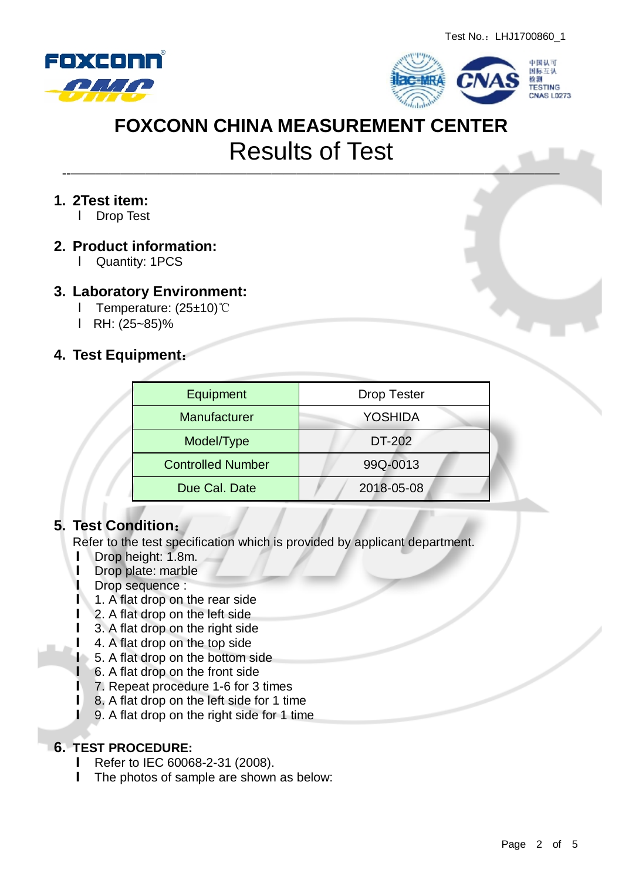Test No.：LHJ1700860_1

FOXCONN CHINA MEASUREMENT CENTER

# Results of Test

## 1. 2Test item:

- Drop Test

## 2. Product information:

- Quantity: 1PCS

## 3. Laboratory Environment:

- Temperature: (25±10)℃
- RH: (25~85)%

## 4. Test Equipment：

| Equipment | Drop Tester |
|---|---|
| Manufacturer | YOSHIDA |
| Model/Type | DT-202 |
| Controlled Number | 99Q-0013 |
| Due Cal. Date | 2018-05-08 |

## 5. Test Condition：

Refer to the test specification which is provided by applicant department.

- Drop height: 1.8m.
- Drop plate: marble
- Drop sequence :
- 1. A flat drop on the rear side
- 2. A flat drop on the left side
- 3. A flat drop on the right side
- 4. A flat drop on the top side
- 5. A flat drop on the bottom side
- 6. A flat drop on the front side
- 7. Repeat procedure 1-6 for 3 times
- 8. A flat drop on the left side for 1 time
- 9. A flat drop on the right side for 1 time

## 6. TEST PROCEDURE:

- Refer to IEC 60068-2-31 (2008).
- The photos of sample are shown as below: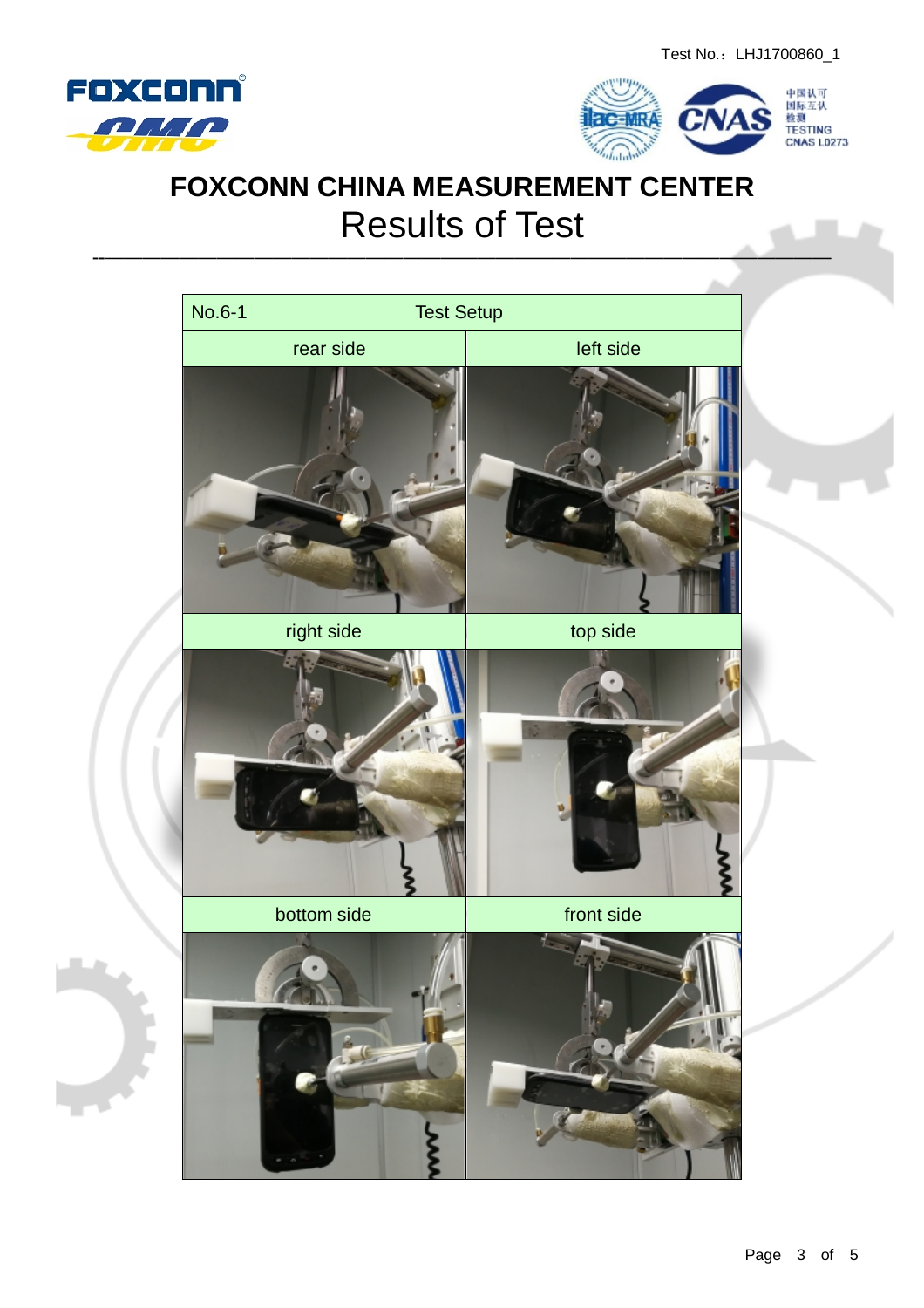Test No.：LHJ1700860_1

# FOXCONN CHINA MEASUREMENT CENTER

## Results of Test

| No.6-1 | Test Setup |
| --- | --- |
| rear side | left side |
| right side | top side |
| bottom side | front side |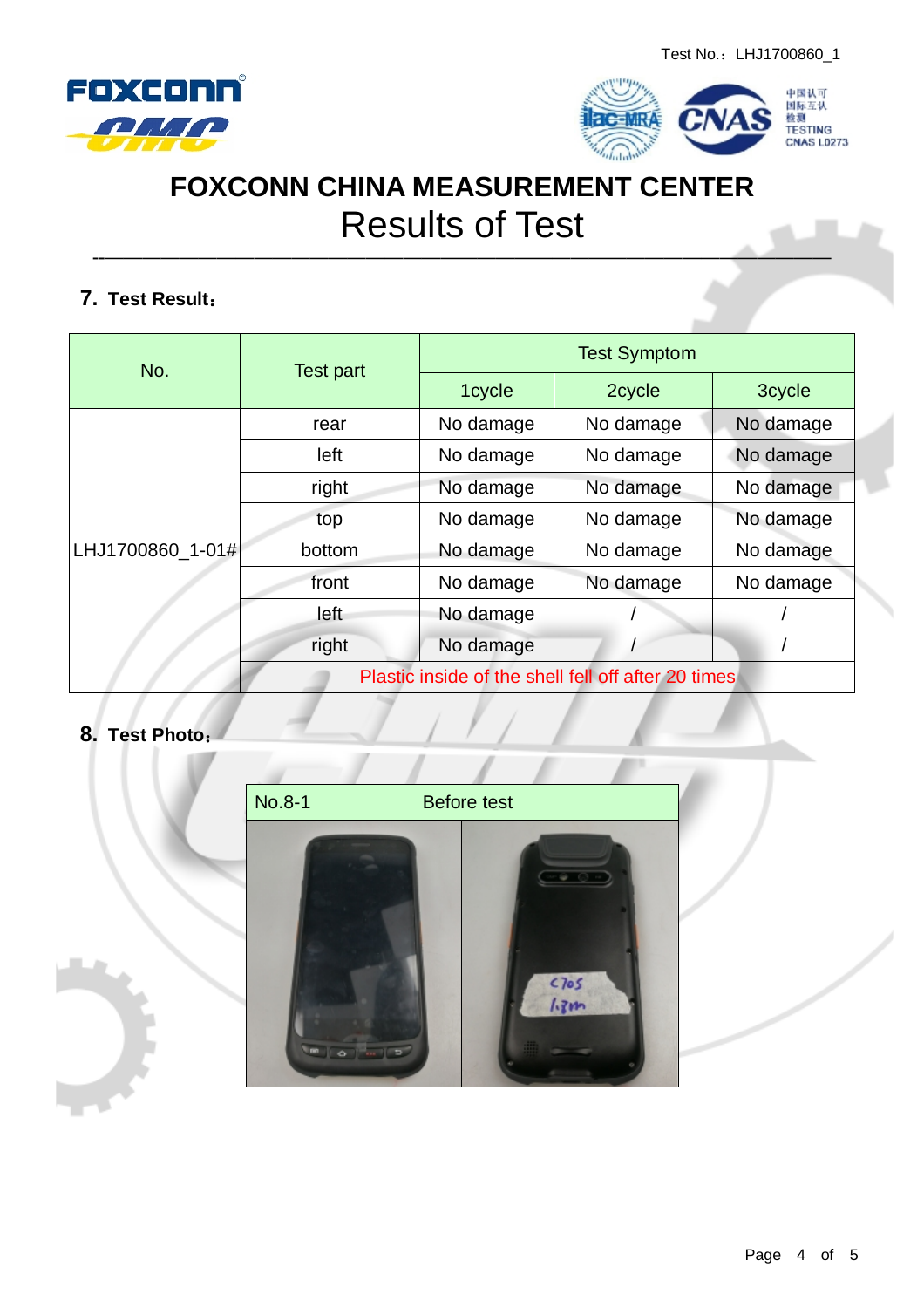Test No.：LHJ1700860_1

# FOXCONN CHINA MEASUREMENT CENTER

## Results of Test

### 7. Test Result：

| No. | Test part | Test Symptom | | |
|---|---|---|---|---|
| | | 1cycle | 2cycle | 3cycle |
| LHJ1700860_1-01# | rear | No damage | No damage | No damage |
| | left | No damage | No damage | No damage |
| | right | No damage | No damage | No damage |
| | top | No damage | No damage | No damage |
| | bottom | No damage | No damage | No damage |
| | front | No damage | No damage | No damage |
| | left | No damage | / | / |
| | right | No damage | / | / |
| | Plastic inside of the shell fell off after 20 times | | | |

### 8. Test Photo：

| No.8-1 | Before test |
|---|---|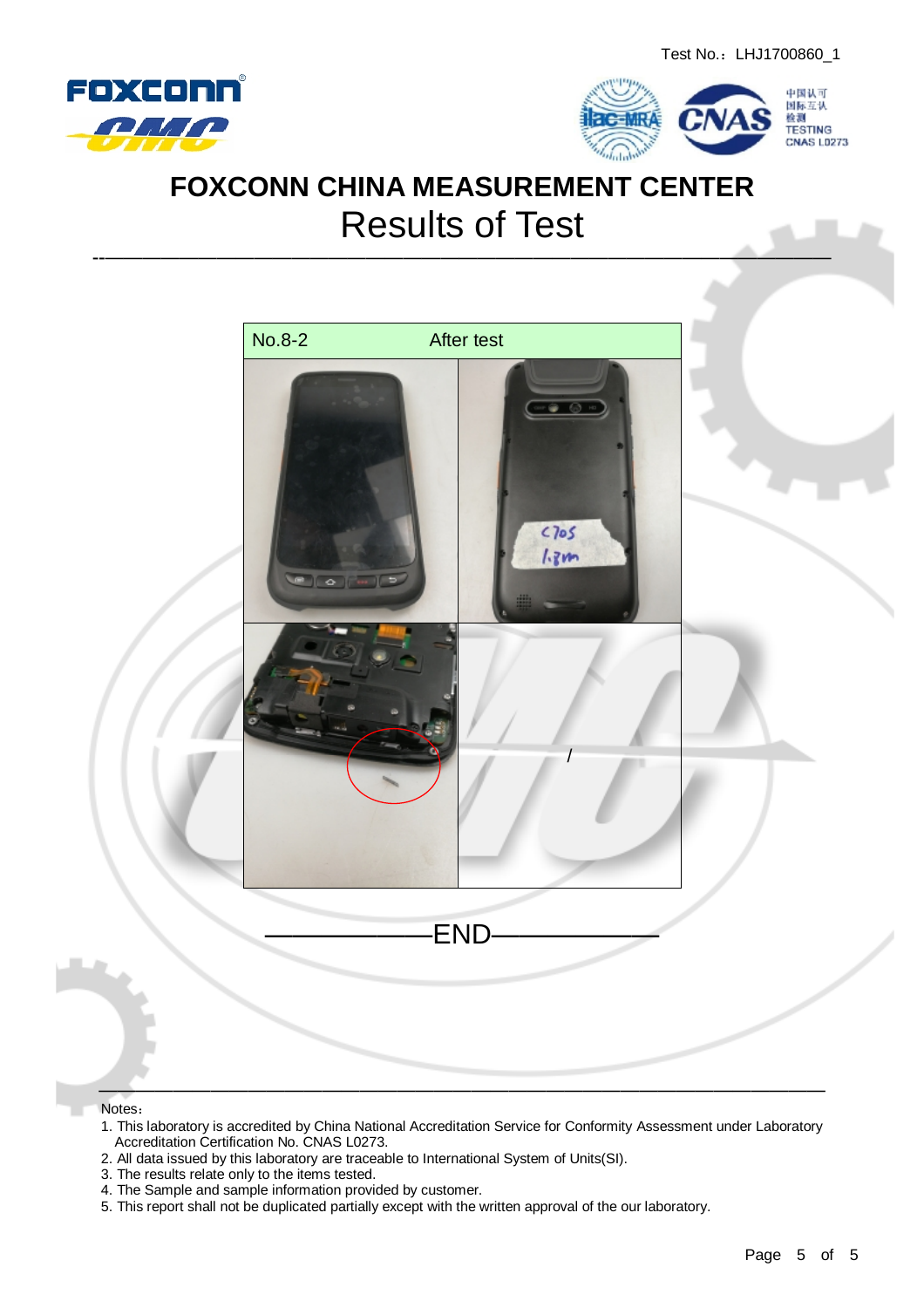Test No.：LHJ1700860_1

# FOXCONN CHINA MEASUREMENT CENTER

## Results of Test

| No.8-2 | After test |
|---|---|
| | |
| | / |

——————END——————

Notes：

1. This laboratory is accredited by China National Accreditation Service for Conformity Assessment under Laboratory Accreditation Certification No. CNAS L0273.
2. All data issued by this laboratory are traceable to International System of Units(SI).
3. The results relate only to the items tested.
4. The Sample and sample information provided by customer.
5. This report shall not be duplicated partially except with the written approval of the our laboratory.